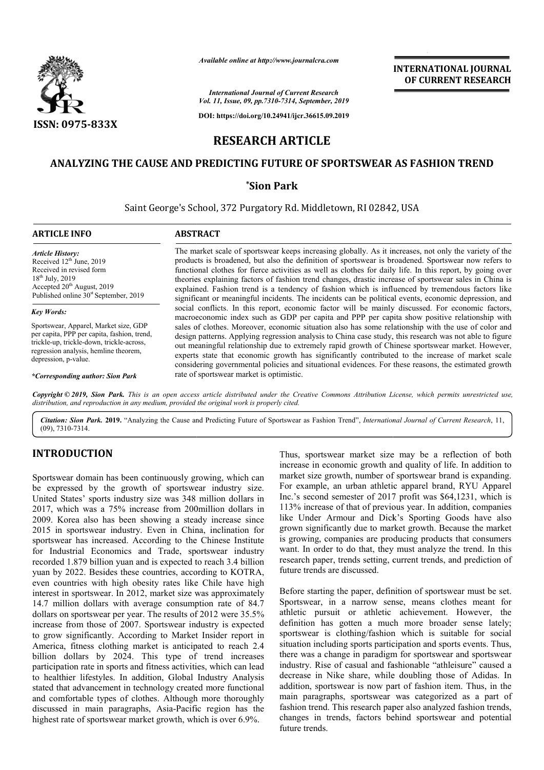*Available online at http://www.journalcra.com*

*International Journal of Current Research*
*Vol. 11, Issue, 09, pp.7310-7314, September, 2019*

**DOI: https://doi.org/10.24941/ijcr.36615.09.2019**

**INTERNATIONAL JOURNAL OF CURRENT RESEARCH**

**ISSN: 0975-833X**

# RESEARCH ARTICLE

# ANALYZING THE CAUSE AND PREDICTING FUTURE OF SPORTSWEAR AS FASHION TREND

**\*Sion Park**

Saint George's School, 372 Purgatory Rd. Middletown, RI 02842, USA

## ARTICLE INFO

*Article History:*
Received 12th June, 2019
Received in revised form
18th July, 2019
Accepted 20th August, 2019
Published online 30st September, 2019

*Key Words:*

Sportswear, Apparel, Market size, GDP per capita, PPP per capita, fashion, trend, trickle-up, trickle-down, trickle-across, regression analysis, hemline theorem, depression, p-value.

*\*Corresponding author: Sion Park*

## ABSTRACT

The market scale of sportswear keeps increasing globally. As it increases, not only the variety of the products is broadened, but also the definition of sportswear is broadened. Sportswear now refers to functional clothes for fierce activities as well as clothes for daily life. In this report, by going over theories explaining factors of fashion trend changes, drastic increase of sportswear sales in China is explained. Fashion trend is a tendency of fashion which is influenced by tremendous factors like significant or meaningful incidents. The incidents can be political events, economic depression, and social conflicts. In this report, economic factor will be mainly discussed. For economic factors, macroeconomic index such as GDP per capita and PPP per capita show positive relationship with sales of clothes. Moreover, economic situation also has some relationship with the use of color and design patterns. Applying regression analysis to China case study, this research was not able to figure out meaningful relationship due to extremely rapid growth of Chinese sportswear market. However, experts state that economic growth has significantly contributed to the increase of market scale considering governmental policies and situational evidences. For these reasons, the estimated growth rate of sportswear market is optimistic.

*Copyright © 2019, Sion Park. This is an open access article distributed under the Creative Commons Attribution License, which permits unrestricted use, distribution, and reproduction in any medium, provided the original work is properly cited.*

*Citation: Sion Park.* **2019.** "Analyzing the Cause and Predicting Future of Sportswear as Fashion Trend", *International Journal of Current Research*, 11, (09), 7310-7314.

## INTRODUCTION

Sportswear domain has been continuously growing, which can be expressed by the growth of sportswear industry size. United States' sports industry size was 348 million dollars in 2017, which was a 75% increase from 200million dollars in 2009. Korea also has been showing a steady increase since 2015 in sportswear industry. Even in China, inclination for sportswear has increased. According to the Chinese Institute for Industrial Economics and Trade, sportswear industry recorded 1.879 billion yuan and is expected to reach 3.4 billion yuan by 2022. Besides these countries, according to KOTRA, even countries with high obesity rates like Chile have high interest in sportswear. In 2012, market size was approximately 14.7 million dollars with average consumption rate of 84.7 dollars on sportswear per year. The results of 2012 were 35.5% increase from those of 2007. Sportswear industry is expected to grow significantly. According to Market Insider report in America, fitness clothing market is anticipated to reach 2.4 billion dollars by 2024. This type of trend increases participation rate in sports and fitness activities, which can lead to healthier lifestyles. In addition, Global Industry Analysis stated that advancement in technology created more functional and comfortable types of clothes. Although more thoroughly discussed in main paragraphs, Asia-Pacific region has the highest rate of sportswear market growth, which is over 6.9%.

Thus, sportswear market size may be a reflection of both increase in economic growth and quality of life. In addition to market size growth, number of sportswear brand is expanding. For example, an urban athletic apparel brand, RYU Apparel Inc.'s second semester of 2017 profit was $64,1231, which is 113% increase of that of previous year. In addition, companies like Under Armour and Dick's Sporting Goods have also grown significantly due to market growth. Because the market is growing, companies are producing products that consumers want. In order to do that, they must analyze the trend. In this research paper, trends setting, current trends, and prediction of future trends are discussed.

Before starting the paper, definition of sportswear must be set. Sportswear, in a narrow sense, means clothes meant for athletic pursuit or athletic achievement. However, the definition has gotten a much more broader sense lately; sportswear is clothing/fashion which is suitable for social situation including sports participation and sports events. Thus, there was a change in paradigm for sportswear and sportswear industry. Rise of casual and fashionable "athleisure" caused a decrease in Nike share, while doubling those of Adidas. In addition, sportswear is now part of fashion item. Thus, in the main paragraphs, sportswear was categorized as a part of fashion trend. This research paper also analyzed fashion trends, changes in trends, factors behind sportswear and potential future trends.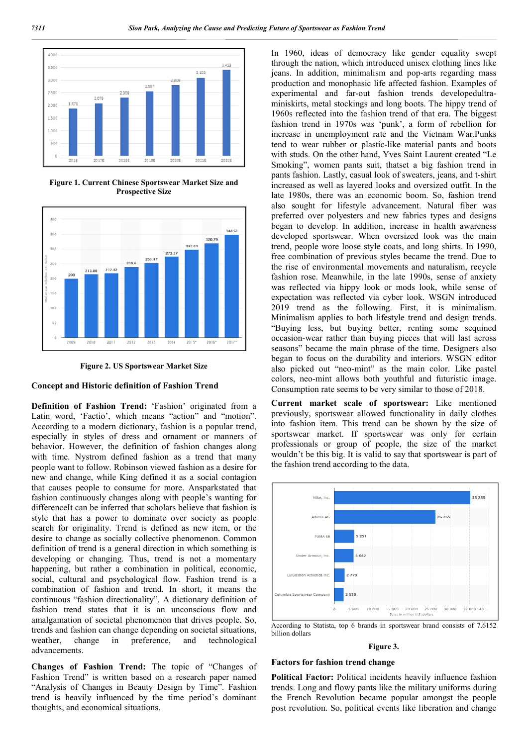Figure 1. Current Chinese Sportswear Market Size and Prospective Size

Figure 2. US Sportswear Market Size

## Concept and Historic definition of Fashion Trend

**Definition of Fashion Trend:** 'Fashion' originated from a Latin word, 'Factio', which means "action" and "motion". According to a modern dictionary, fashion is a popular trend, especially in styles of dress and ornament or manners of behavior. However, the definition of fashion changes along with time. Nystrom defined fashion as a trend that many people want to follow. Robinson viewed fashion as a desire for new and change, while King defined it as a social contagion that causes people to consume for more. Ansparkstated that fashion continuously changes along with people's wanting for differenceIt can be inferred that scholars believe that fashion is style that has a power to dominate over society as people search for originality. Trend is defined as new item, or the desire to change as socially collective phenomenon. Common definition of trend is a general direction in which something is developing or changing. Thus, trend is not a momentary happening, but rather a combination in political, economic, social, cultural and psychological flow. Fashion trend is a combination of fashion and trend. In short, it means the continuous "fashion directionality". A dictionary definition of fashion trend states that it is an unconscious flow and amalgamation of societal phenomenon that drives people. So, trends and fashion can change depending on societal situations, weather, change in preference, and technological advancements.

**Changes of Fashion Trend:** The topic of "Changes of Fashion Trend" is written based on a research paper named "Analysis of Changes in Beauty Design by Time". Fashion trend is heavily influenced by the time period's dominant thoughts, and economical situations.

In 1960, ideas of democracy like gender equality swept through the nation, which introduced unisex clothing lines like jeans. In addition, minimalism and pop-arts regarding mass production and monophasic life affected fashion. Examples of experimental and far-out fashion trends developedultra-miniskirts, metal stockings and long boots. The hippy trend of 1960s reflected into the fashion trend of that era. The biggest fashion trend in 1970s was 'punk', a form of rebellion for increase in unemployment rate and the Vietnam War.Punks tend to wear rubber or plastic-like material pants and boots with studs. On the other hand, Yves Saint Laurent created "Le Smoking", women pants suit, thatset a big fashion trend in pants fashion. Lastly, casual look of sweaters, jeans, and t-shirt increased as well as layered looks and oversized outfit. In the late 1980s, there was an economic boom. So, fashion trend also sought for lifestyle advancement. Natural fiber was preferred over polyesters and new fabrics types and designs began to develop. In addition, increase in health awareness developed sportswear. When oversized look was the main trend, people wore loose style coats, and long shirts. In 1990, free combination of previous styles became the trend. Due to the rise of environmental movements and naturalism, recycle fashion rose. Meanwhile, in the late 1990s, sense of anxiety was reflected via hippy look or mods look, while sense of expectation was reflected via cyber look. WSGN introduced 2019 trend as the following. First, it is minimalism. Minimalism applies to both lifestyle trend and design trends. "Buying less, but buying better, renting some sequined occasion-wear rather than buying pieces that will last across seasons" became the main phrase of the time. Designers also began to focus on the durability and interiors. WSGN editor also picked out "neo-mint" as the main color. Like pastel colors, neo-mint allows both youthful and futuristic image. Consumption rate seems to be very similar to those of 2018.

**Current market scale of sportswear:** Like mentioned previously, sportswear allowed functionality in daily clothes into fashion item. This trend can be shown by the size of sportswear market. If sportswear was only for certain professionals or group of people, the size of the market wouldn't be this big. It is valid to say that sportswear is part of the fashion trend according to the data.

According to Statista, top 6 brands in sportswear brand consists of 7.6152 billion dollars

Figure 3.

## Factors for fashion trend change

**Political Factor:** Political incidents heavily influence fashion trends. Long and flowy pants like the military uniforms during the French Revolution became popular amongst the people post revolution. So, political events like liberation and change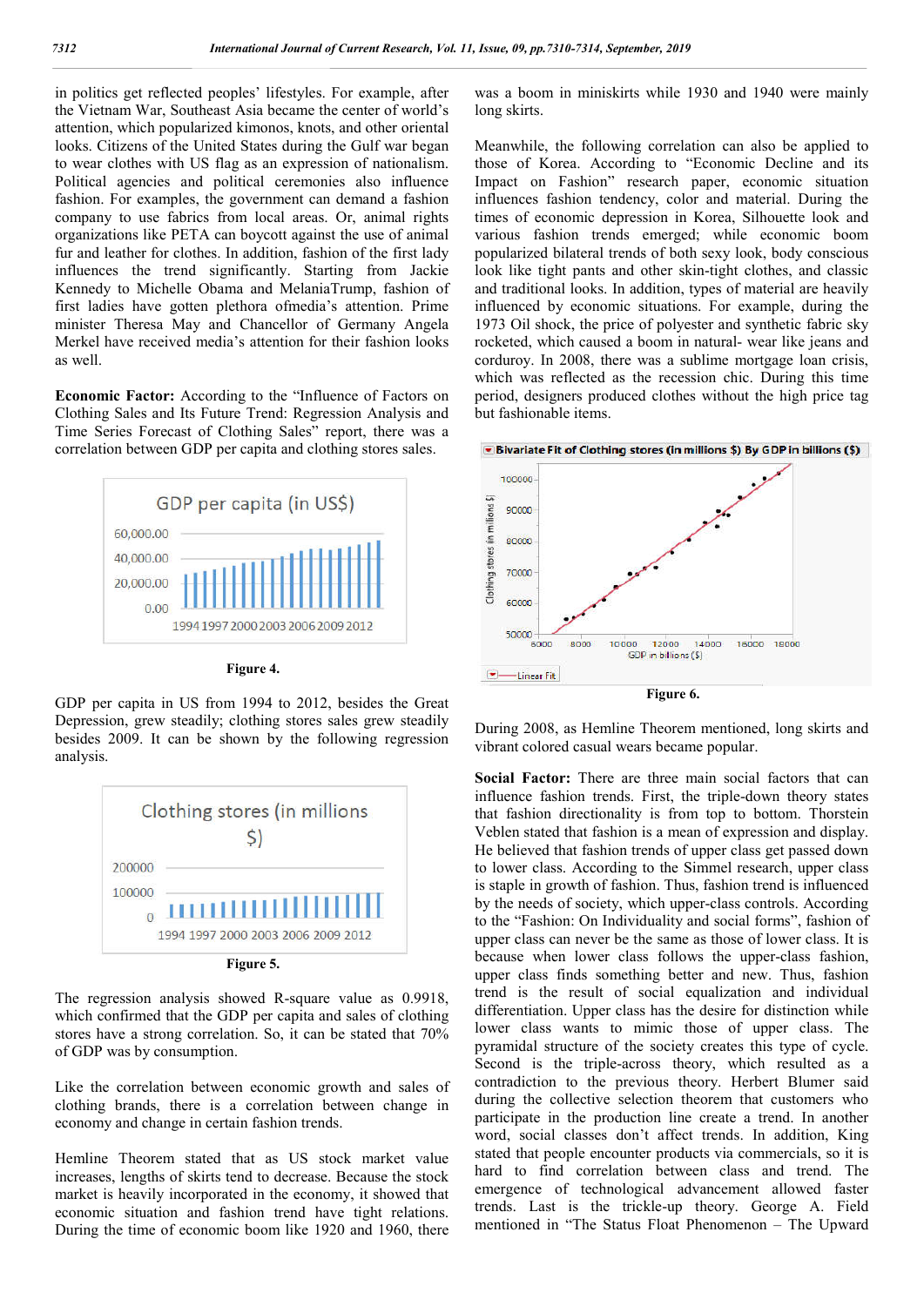in politics get reflected peoples' lifestyles. For example, after the Vietnam War, Southeast Asia became the center of world's attention, which popularized kimonos, knots, and other oriental looks. Citizens of the United States during the Gulf war began to wear clothes with US flag as an expression of nationalism. Political agencies and political ceremonies also influence fashion. For examples, the government can demand a fashion company to use fabrics from local areas. Or, animal rights organizations like PETA can boycott against the use of animal fur and leather for clothes. In addition, fashion of the first lady influences the trend significantly. Starting from Jackie Kennedy to Michelle Obama and MelaniaTrump, fashion of first ladies have gotten plethora ofmedia's attention. Prime minister Theresa May and Chancellor of Germany Angela Merkel have received media's attention for their fashion looks as well.

**Economic Factor:** According to the "Influence of Factors on Clothing Sales and Its Future Trend: Regression Analysis and Time Series Forecast of Clothing Sales" report, there was a correlation between GDP per capita and clothing stores sales.

**Figure 4.**

GDP per capita in US from 1994 to 2012, besides the Great Depression, grew steadily; clothing stores sales grew steadily besides 2009. It can be shown by the following regression analysis.

**Figure 5.**

The regression analysis showed R-square value as 0.9918, which confirmed that the GDP per capita and sales of clothing stores have a strong correlation. So, it can be stated that 70% of GDP was by consumption.

Like the correlation between economic growth and sales of clothing brands, there is a correlation between change in economy and change in certain fashion trends.

Hemline Theorem stated that as US stock market value increases, lengths of skirts tend to decrease. Because the stock market is heavily incorporated in the economy, it showed that economic situation and fashion trend have tight relations. During the time of economic boom like 1920 and 1960, there was a boom in miniskirts while 1930 and 1940 were mainly long skirts.

Meanwhile, the following correlation can also be applied to those of Korea. According to "Economic Decline and its Impact on Fashion" research paper, economic situation influences fashion tendency, color and material. During the times of economic depression in Korea, Silhouette look and various fashion trends emerged; while economic boom popularized bilateral trends of both sexy look, body conscious look like tight pants and other skin-tight clothes, and classic and traditional looks. In addition, types of material are heavily influenced by economic situations. For example, during the 1973 Oil shock, the price of polyester and synthetic fabric sky rocketed, which caused a boom in natural- wear like jeans and corduroy. In 2008, there was a sublime mortgage loan crisis, which was reflected as the recession chic. During this time period, designers produced clothes without the high price tag but fashionable items.

**Figure 6.**

During 2008, as Hemline Theorem mentioned, long skirts and vibrant colored casual wears became popular.

**Social Factor:** There are three main social factors that can influence fashion trends. First, the triple-down theory states that fashion directionality is from top to bottom. Thorstein Veblen stated that fashion is a mean of expression and display. He believed that fashion trends of upper class get passed down to lower class. According to the Simmel research, upper class is staple in growth of fashion. Thus, fashion trend is influenced by the needs of society, which upper-class controls. According to the "Fashion: On Individuality and Social forms", fashion of upper class can never be the same as those of lower class. It is because when lower class follows the upper-class fashion, upper class finds something better and new. Thus, fashion trend is the result of social equalization and individual differentiation. Upper class has the desire for distinction while lower class wants to mimic those of upper class. The pyramidal structure of the society creates this type of cycle. Second is the triple-across theory, which resulted as a contradiction to the previous theory. Herbert Blumer said during the collective selection theorem that customers who participate in the production line create a trend. In another word, social classes don't affect trends. In addition, King stated that people encounter products via commercials, so it is hard to find correlation between class and trend. The emergence of technological advancement allowed faster trends. Last is the trickle-up theory. George A. Field mentioned in "The Status Float Phenomenon – The Upward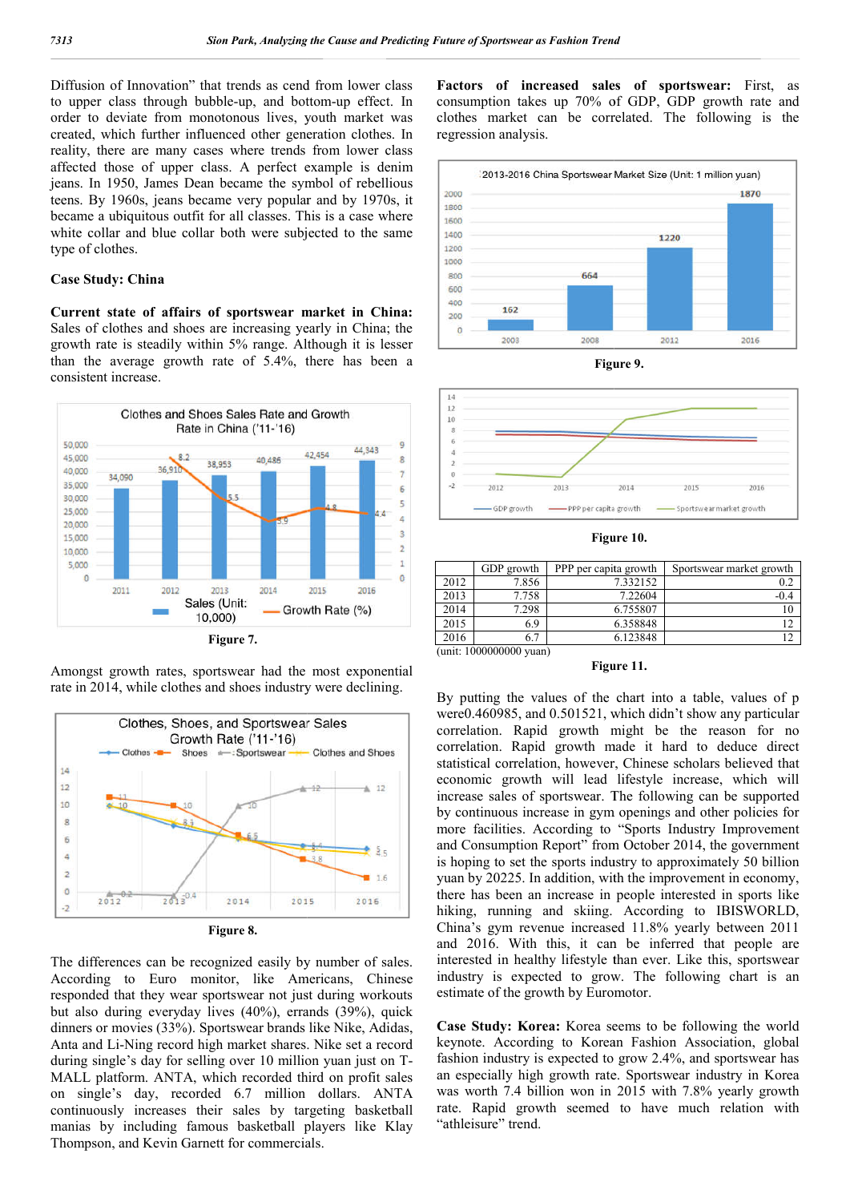Diffusion of Innovation" that trends as cend from lower class to upper class through bubble-up, and bottom-up effect. In order to deviate from monotonous lives, youth market was created, which further influenced other generation clothes. In reality, there are many cases where trends from lower class affected those of upper class. A perfect example is denim jeans. In 1950, James Dean became the symbol of rebellious teens. By 1960s, jeans became very popular and by 1970s, it became a ubiquitous outfit for all classes. This is a case where white collar and blue collar both were subjected to the same type of clothes.

**Case Study: China**

**Current state of affairs of sportswear market in China:** Sales of clothes and shoes are increasing yearly in China; the growth rate is steadily within 5% range. Although it is lesser than the average growth rate of 5.4%, there has been a consistent increase.

Figure 7.

Amongst growth rates, sportswear had the most exponential rate in 2014, while clothes and shoes industry were declining.

Figure 8.

The differences can be recognized easily by number of sales. According to Euro monitor, like Americans, Chinese responded that they wear sportswear not just during workouts but also during everyday lives (40%), errands (39%), quick dinners or movies (33%). Sportswear brands like Nike, Adidas, Anta and Li-Ning record high market shares. Nike set a record during single's day for selling over 10 million yuan just on T-MALL platform. ANTA, which recorded third on profit sales on single's day, recorded 6.7 million dollars. ANTA continuously increases their sales by targeting basketball manias by including famous basketball players like Klay Thompson, and Kevin Garnett for commercials.

**Factors of increased sales of sportswear:** First, as consumption takes up 70% of GDP, GDP growth rate and clothes market can be correlated. The following is the regression analysis.

Figure 9.

Figure 10.

| | GDP growth | PPP per capita growth | Sportswear market growth |
|---|---|---|---|
| 2012 | 7.856 | 7.332152 | 0.2 |
| 2013 | 7.758 | 7.22604 | -0.4 |
| 2014 | 7.298 | 6.755807 | 10 |
| 2015 | 6.9 | 6.358848 | 12 |
| 2016 | 6.7 | 6.123848 | 12 |

(unit: 1000000000 yuan)

Figure 11.

By putting the values of the chart into a table, values of p were0.460985, and 0.501521, which didn't show any particular correlation. Rapid growth might be the reason for no correlation. Rapid growth made it hard to deduce direct statistical correlation, however, Chinese scholars believed that economic growth will lead lifestyle increase, which will increase sales of sportswear. The following can be supported by continuous increase in gym openings and other policies for more facilities. According to "Sports Industry Improvement and Consumption Report" from October 2014, the government is hoping to set the sports industry to approximately 50 billion yuan by 20225. In addition, with the improvement in economy, there has been an increase in people interested in sports like hiking, running and skiing. According to IBISWORLD, China's gym revenue increased 11.8% yearly between 2011 and 2016. With this, it can be inferred that people are interested in healthy lifestyle than ever. Like this, sportswear industry is expected to grow. The following chart is an estimate of the growth by Euromotor.

**Case Study: Korea:** Korea seems to be following the world keynote. According to Korean Fashion Association, global fashion industry is expected to grow 2.4%, and sportswear has an especially high growth rate. Sportswear industry in Korea was worth 7.4 billion won in 2015 with 7.8% yearly growth rate. Rapid growth seemed to have much relation with "athleisure" trend.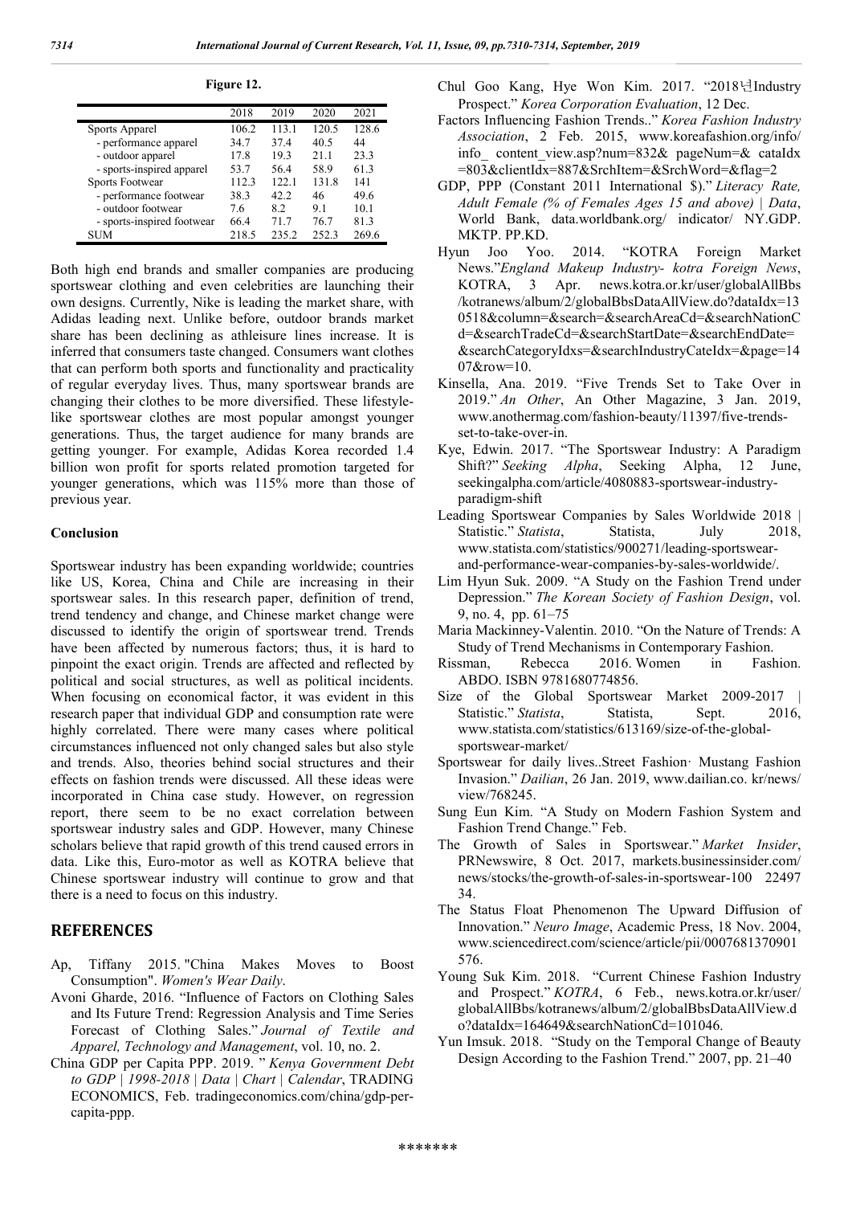Figure 12.

| | 2018 | 2019 | 2020 | 2021 |
|---|---|---|---|---|
| Sports Apparel | 106.2 | 113.1 | 120.5 | 128.6 |
| - performance apparel | 34.7 | 37.4 | 40.5 | 44 |
| - outdoor apparel | 17.8 | 19.3 | 21.1 | 23.3 |
| - sports-inspired apparel | 53.7 | 56.4 | 58.9 | 61.3 |
| Sports Footwear | 112.3 | 122.1 | 131.8 | 141 |
| - performance footwear | 38.3 | 42.2 | 46 | 49.6 |
| - outdoor footwear | 7.6 | 8.2 | 9.1 | 10.1 |
| - sports-inspired footwear | 66.4 | 71.7 | 76.7 | 81.3 |
| SUM | 218.5 | 235.2 | 252.3 | 269.6 |

Both high end brands and smaller companies are producing sportswear clothing and even celebrities are launching their own designs. Currently, Nike is leading the market share, with Adidas leading next. Unlike before, outdoor brands market share has been declining as athleisure lines increase. It is inferred that consumers taste changed. Consumers want clothes that can perform both sports and functionality and practicality of regular everyday lives. Thus, many sportswear brands are changing their clothes to be more diversified. These lifestyle-like sportswear clothes are most popular amongst younger generations. Thus, the target audience for many brands are getting younger. For example, Adidas Korea recorded 1.4 billion won profit for sports related promotion targeted for younger generations, which was 115% more than those of previous year.

#### Conclusion

Sportswear industry has been expanding worldwide; countries like US, Korea, China and Chile are increasing in their sportswear sales. In this research paper, definition of trend, trend tendency and change, and Chinese market change were discussed to identify the origin of sportswear trend. Trends have been affected by numerous factors; thus, it is hard to pinpoint the exact origin. Trends are affected and reflected by political and social structures, as well as political incidents. When focusing on economical factor, it was evident in this research paper that individual GDP and consumption rate were highly correlated. There were many cases where political circumstances influenced not only changed sales but also style and trends. Also, theories behind social structures and their effects on fashion trends were discussed. All these ideas were incorporated in China case study. However, on regression report, there seem to be no exact correlation between sportswear industry sales and GDP. However, many Chinese scholars believe that rapid growth of this trend caused errors in data. Like this, Euro-motor as well as KOTRA believe that Chinese sportswear industry will continue to grow and that there is a need to focus on this industry.

## REFERENCES

Ap, Tiffany 2015. "China Makes Moves to Boost Consumption". *Women's Wear Daily*.

Avoni Gharde, 2016. "Influence of Factors on Clothing Sales and Its Future Trend: Regression Analysis and Time Series Forecast of Clothing Sales." *Journal of Textile and Apparel, Technology and Management*, vol. 10, no. 2.

China GDP per Capita PPP. 2019. " *Kenya Government Debt to GDP | 1998-2018 | Data | Chart | Calendar*, TRADING ECONOMICS, Feb. tradingeconomics.com/china/gdp-per-capita-ppp.

Chul Goo Kang, Hye Won Kim. 2017. "2018년Industry Prospect." *Korea Corporation Evaluation*, 12 Dec.

Factors Influencing Fashion Trends.." *Korea Fashion Industry Association*, 2 Feb. 2015, www.koreafashion.org/info/info_ content_view.asp?num=832& pageNum=& cataIdx =803&clientIdx=887&SrchItem=&SrchWord=&flag=2

GDP, PPP (Constant 2011 International $)." *Literacy Rate, Adult Female (% of Females Ages 15 and above) | Data*, World Bank, data.worldbank.org/ indicator/ NY.GDP. MKTP. PP.KD.

Hyun Joo Yoo. 2014. "KOTRA Foreign Market News."*England Makeup Industry- kotra Foreign News*, KOTRA, 3 Apr. news.kotra.or.kr/user/globalAllBbs/kotranews/album/2/globalBbsDataAllView.do?dataIdx=130518&column=&search=&searchAreaCd=&searchNationCd=&searchTradeCd=&searchStartDate=&searchEndDate=&searchCategoryIdxs=&searchIndustryCateIdx=&page=1407&row=10.

Kinsella, Ana. 2019. "Five Trends Set to Take Over in 2019." *An Other*, An Other Magazine, 3 Jan. 2019, www.anothermag.com/fashion-beauty/11397/five-trends-set-to-take-over-in.

Kye, Edwin. 2017. "The Sportswear Industry: A Paradigm Shift?" *Seeking Alpha*, Seeking Alpha, 12 June, seekingalpha.com/article/4080883-sportswear-industry-paradigm-shift

Leading Sportswear Companies by Sales Worldwide 2018 | Statistic." *Statista*, Statista, July 2018, www.statista.com/statistics/900271/leading-sportswear-and-performance-wear-companies-by-sales-worldwide/.

Lim Hyun Suk. 2009. "A Study on the Fashion Trend under Depression." *The Korean Society of Fashion Design*, vol. 9, no. 4, pp. 61–75

Maria Mackinney-Valentin. 2010. "On the Nature of Trends: A Study of Trend Mechanisms in Contemporary Fashion.

Rissman, Rebecca 2016. Women in Fashion. ABDO. ISBN 9781680774856.

Size of the Global Sportswear Market 2009-2017 | Statistic." *Statista*, Statista, Sept. 2016, www.statista.com/statistics/613169/size-of-the-global-sportswear-market/

Sportswear for daily lives..Street Fashion· Mustang Fashion Invasion." *Dailian*, 26 Jan. 2019, www.dailian.co. kr/news/view/768245.

Sung Eun Kim. "A Study on Modern Fashion System and Fashion Trend Change." Feb.

The Growth of Sales in Sportswear." *Market Insider*, PRNewswire, 8 Oct. 2017, markets.businessinsider.com/news/stocks/the-growth-of-sales-in-sportswear-100 22497 34.

The Status Float Phenomenon The Upward Diffusion of Innovation." *Neuro Image*, Academic Press, 18 Nov. 2004, www.sciencedirect.com/science/article/pii/0007681370901576.

Young Suk Kim. 2018. "Current Chinese Fashion Industry and Prospect." *KOTRA*, 6 Feb., news.kotra.or.kr/user/globalAllBbs/kotranews/album/2/globalBbsDataAllView.do?dataIdx=164649&searchNationCd=101046.

Yun Imsuk. 2018. "Study on the Temporal Change of Beauty Design According to the Fashion Trend." 2007, pp. 21–40

\*\*\*\*\*\*\*